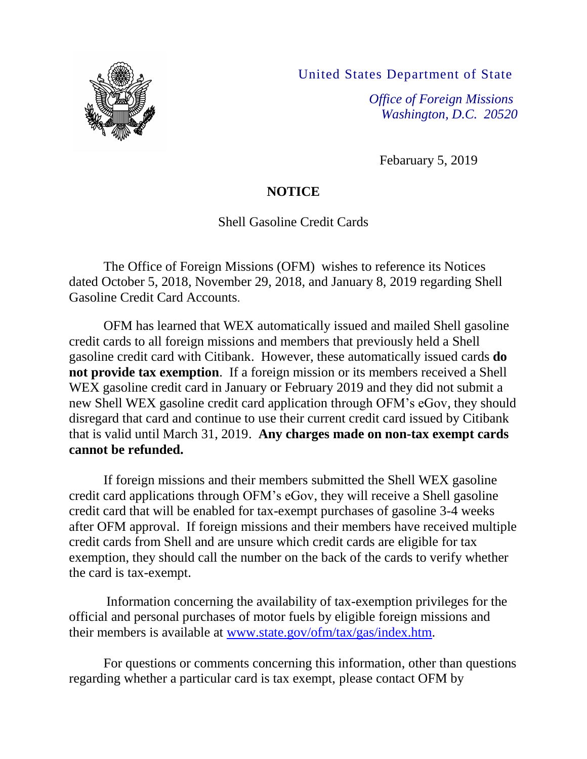United States Department of State

*Office of Foreign Missions*
*Washington, D.C. 20520*

Febaruary 5, 2019

# NOTICE

Shell Gasoline Credit Cards

The Office of Foreign Missions (OFM) wishes to reference its Notices dated October 5, 2018, November 29, 2018, and January 8, 2019 regarding Shell Gasoline Credit Card Accounts.

OFM has learned that WEX automatically issued and mailed Shell gasoline credit cards to all foreign missions and members that previously held a Shell gasoline credit card with Citibank. However, these automatically issued cards **do not provide tax exemption**. If a foreign mission or its members received a Shell WEX gasoline credit card in January or February 2019 and they did not submit a new Shell WEX gasoline credit card application through OFM's eGov, they should disregard that card and continue to use their current credit card issued by Citibank that is valid until March 31, 2019. **Any charges made on non-tax exempt cards cannot be refunded.**

If foreign missions and their members submitted the Shell WEX gasoline credit card applications through OFM's eGov, they will receive a Shell gasoline credit card that will be enabled for tax-exempt purchases of gasoline 3-4 weeks after OFM approval. If foreign missions and their members have received multiple credit cards from Shell and are unsure which credit cards are eligible for tax exemption, they should call the number on the back of the cards to verify whether the card is tax-exempt.

Information concerning the availability of tax-exemption privileges for the official and personal purchases of motor fuels by eligible foreign missions and their members is available at [www.state.gov/ofm/tax/gas/index.htm](www.state.gov/ofm/tax/gas/index.htm).

For questions or comments concerning this information, other than questions regarding whether a particular card is tax exempt, please contact OFM by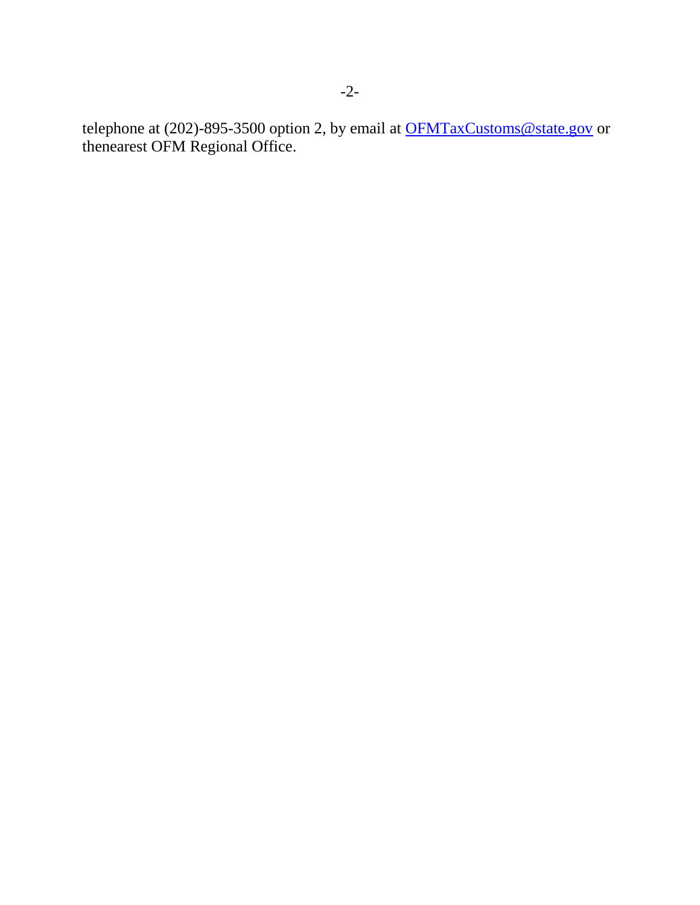telephone at (202)-895-3500 option 2, by email at OFMTaxCustoms@state.gov or thenearest OFM Regional Office.